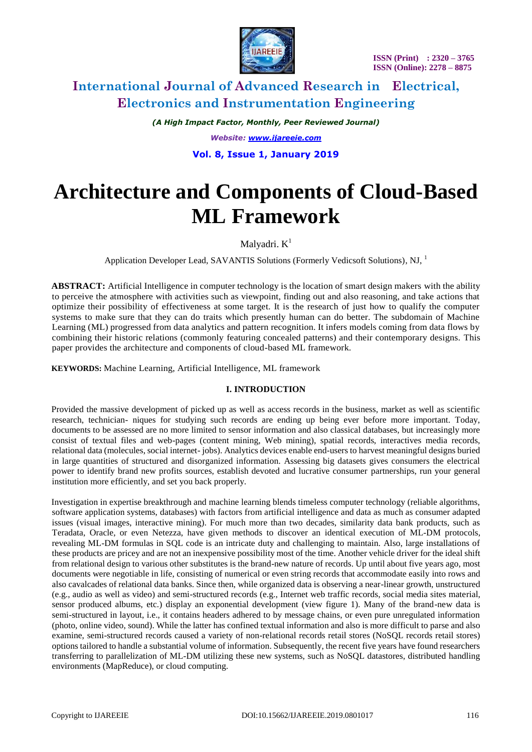# Architecture and Components of Cloud-Based ML Framework

Malyadri. K[1]

Application Developer Lead, SAVANTIS Solutions (Formerly Vedicsoft Solutions), NJ, [1]

**ABSTRACT:** Artificial Intelligence in computer technology is the location of smart design makers with the ability to perceive the atmosphere with activities such as viewpoint, finding out and also reasoning, and take actions that optimize their possibility of effectiveness at some target. It is the research of just how to qualify the computer systems to make sure that they can do traits which presently human can do better. The subdomain of Machine Learning (ML) progressed from data analytics and pattern recognition. It infers models coming from data flows by combining their historic relations (commonly featuring concealed patterns) and their contemporary designs. This paper provides the architecture and components of cloud-based ML framework.

**KEYWORDS:** Machine Learning, Artificial Intelligence, ML framework

## I. INTRODUCTION

Provided the massive development of picked up as well as access records in the business, market as well as scientific research, technician- niques for studying such records are ending up being ever before more important. Today, documents to be assessed are no more limited to sensor information and also classical databases, but increasingly more consist of textual files and web-pages (content mining, Web mining), spatial records, interactives media records, relational data (molecules, social internet- jobs). Analytics devices enable end-users to harvest meaningful designs buried in large quantities of structured and disorganized information. Assessing big datasets gives consumers the electrical power to identify brand new profits sources, establish devoted and lucrative consumer partnerships, run your general institution more efficiently, and set you back properly.

Investigation in expertise breakthrough and machine learning blends timeless computer technology (reliable algorithms, software application systems, databases) with factors from artificial intelligence and data as much as consumer adapted issues (visual images, interactive mining). For much more than two decades, similarity data bank products, such as Teradata, Oracle, or even Netezza, have given methods to discover an identical execution of ML-DM protocols, revealing ML-DM formulas in SQL code is an intricate duty and challenging to maintain. Also, large installations of these products are pricey and are not an inexpensive possibility most of the time. Another vehicle driver for the ideal shift from relational design to various other substitutes is the brand-new nature of records. Up until about five years ago, most documents were negotiable in life, consisting of numerical or even string records that accommodate easily into rows and also cavalcades of relational data banks. Since then, while organized data is observing a near-linear growth, unstructured (e.g., audio as well as video) and semi-structured records (e.g., Internet web traffic records, social media sites material, sensor produced albums, etc.) display an exponential development (view figure 1). Many of the brand-new data is semi-structured in layout, i.e., it contains headers adhered to by message chains, or even pure unregulated information (photo, online video, sound). While the latter has confined textual information and also is more difficult to parse and also examine, semi-structured records caused a variety of non-relational records retail stores (NoSQL records retail stores) options tailored to handle a substantial volume of information. Subsequently, the recent five years have found researchers transferring to parallelization of ML-DM utilizing these new systems, such as NoSQL datastores, distributed handling environments (MapReduce), or cloud computing.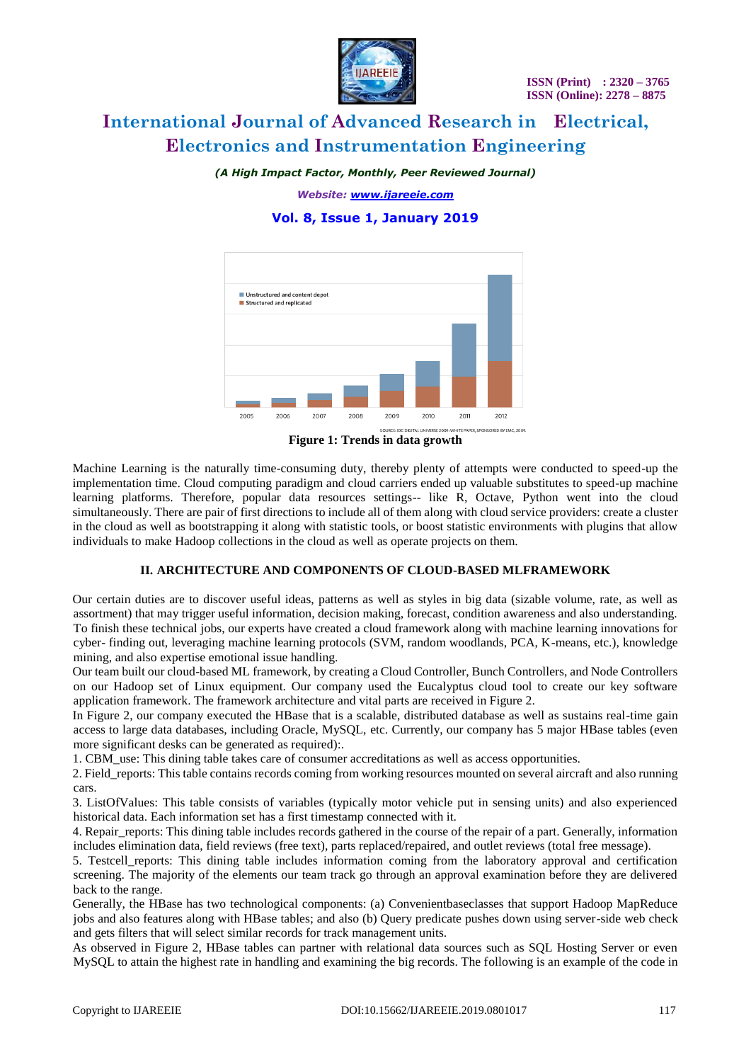Figure 1: Trends in data growth

Machine Learning is the naturally time-consuming duty, thereby plenty of attempts were conducted to speed-up the implementation time. Cloud computing paradigm and cloud carriers ended up valuable substitutes to speed-up machine learning platforms. Therefore, popular data resources settings-- like R, Octave, Python went into the cloud simultaneously. There are pair of first directions to include all of them along with cloud service providers: create a cluster in the cloud as well as bootstrapping it along with statistic tools, or boost statistic environments with plugins that allow individuals to make Hadoop collections in the cloud as well as operate projects on them.

## II. ARCHITECTURE AND COMPONENTS OF CLOUD-BASED MLFRAMEWORK

Our certain duties are to discover useful ideas, patterns as well as styles in big data (sizable volume, rate, as well as assortment) that may trigger useful information, decision making, forecast, condition awareness and also understanding. To finish these technical jobs, our experts have created a cloud framework along with machine learning innovations for cyber- finding out, leveraging machine learning protocols (SVM, random woodlands, PCA, K-means, etc.), knowledge mining, and also expertise emotional issue handling.

Our team built our cloud-based ML framework, by creating a Cloud Controller, Bunch Controllers, and Node Controllers on our Hadoop set of Linux equipment. Our company used the Eucalyptus cloud tool to create our key software application framework. The framework architecture and vital parts are received in Figure 2.

In Figure 2, our company executed the HBase that is a scalable, distributed database as well as sustains real-time gain access to large data databases, including Oracle, MySQL, etc. Currently, our company has 5 major HBase tables (even more significant desks can be generated as required):.

1. CBM_use: This dining table takes care of consumer accreditations as well as access opportunities.
2. Field_reports: This table contains records coming from working resources mounted on several aircraft and also running cars.
3. ListOfValues: This table consists of variables (typically motor vehicle put in sensing units) and also experienced historical data. Each information set has a first timestamp connected with it.
4. Repair_reports: This dining table includes records gathered in the course of the repair of a part. Generally, information includes elimination data, field reviews (free text), parts replaced/repaired, and outlet reviews (total free message).
5. Testcell_reports: This dining table includes information coming from the laboratory approval and certification screening. The majority of the elements our team track go through an approval examination before they are delivered back to the range.

Generally, the HBase has two technological components: (a) Convenientbaseclasses that support Hadoop MapReduce jobs and also features along with HBase tables; and also (b) Query predicate pushes down using server-side web check and gets filters that will select similar records for track management units.

As observed in Figure 2, HBase tables can partner with relational data sources such as SQL Hosting Server or even MySQL to attain the highest rate in handling and examining the big records. The following is an example of the code in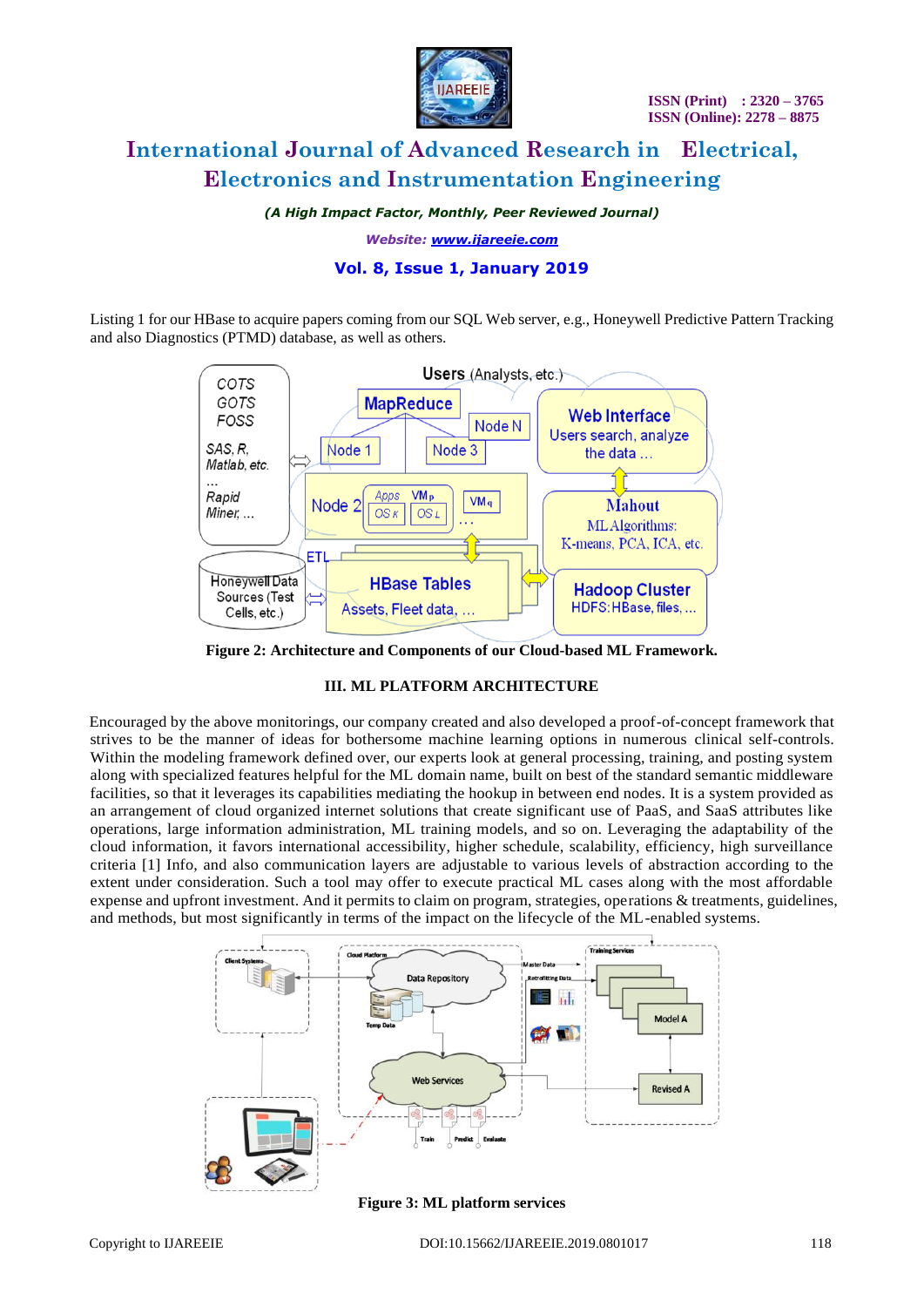Listing 1 for our HBase to acquire papers coming from our SQL Web server, e.g., Honeywell Predictive Pattern Tracking and also Diagnostics (PTMD) database, as well as others.

**Figure 2: Architecture and Components of our Cloud-based ML Framework.**

## III. ML PLATFORM ARCHITECTURE

Encouraged by the above monitorings, our company created and also developed a proof-of-concept framework that strives to be the manner of ideas for bothersome machine learning options in numerous clinical self-controls. Within the modeling framework defined over, our experts look at general processing, training, and posting system along with specialized features helpful for the ML domain name, built on best of the standard semantic middleware facilities, so that it leverages its capabilities mediating the hookup in between end nodes. It is a system provided as an arrangement of cloud organized internet solutions that create significant use of PaaS, and SaaS attributes like operations, large information administration, ML training models, and so on. Leveraging the adaptability of the cloud information, it favors international accessibility, higher schedule, scalability, efficiency, high surveillance criteria [1] Info, and also communication layers are adjustable to various levels of abstraction according to the extent under consideration. Such a tool may offer to execute practical ML cases along with the most affordable expense and upfront investment. And it permits to claim on program, strategies, operations & treatments, guidelines, and methods, but most significantly in terms of the impact on the lifecycle of the ML-enabled systems.

**Figure 3: ML platform services**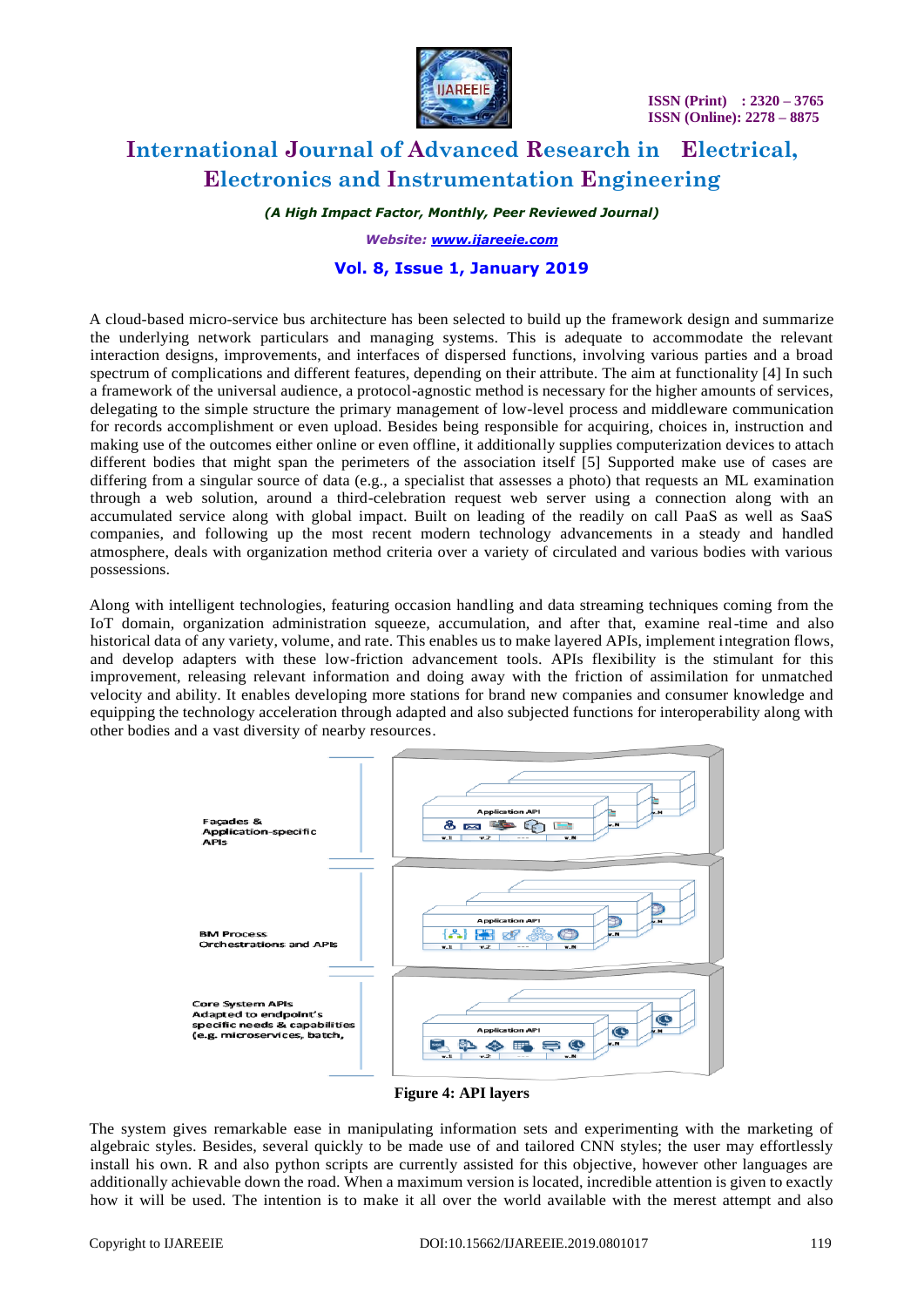A cloud-based micro-service bus architecture has been selected to build up the framework design and summarize the underlying network particulars and managing systems. This is adequate to accommodate the relevant interaction designs, improvements, and interfaces of dispersed functions, involving various parties and a broad spectrum of complications and different features, depending on their attribute. The aim at functionality [4] In such a framework of the universal audience, a protocol-agnostic method is necessary for the higher amounts of services, delegating to the simple structure the primary management of low-level process and middleware communication for records accomplishment or even upload. Besides being responsible for acquiring, choices in, instruction and making use of the outcomes either online or even offline, it additionally supplies computerization devices to attach different bodies that might span the perimeters of the association itself [5] Supported make use of cases are differing from a singular source of data (e.g., a specialist that assesses a photo) that requests an ML examination through a web solution, around a third-celebration request web server using a connection along with an accumulated service along with global impact. Built on leading of the readily on call PaaS as well as SaaS companies, and following up the most recent modern technology advancements in a steady and handled atmosphere, deals with organization method criteria over a variety of circulated and various bodies with various possessions.

Along with intelligent technologies, featuring occasion handling and data streaming techniques coming from the IoT domain, organization administration squeeze, accumulation, and after that, examine real-time and also historical data of any variety, volume, and rate. This enables us to make layered APIs, implement integration flows, and develop adapters with these low-friction advancement tools. APIs flexibility is the stimulant for this improvement, releasing relevant information and doing away with the friction of assimilation for unmatched velocity and ability. It enables developing more stations for brand new companies and consumer knowledge and equipping the technology acceleration through adapted and also subjected functions for interoperability along with other bodies and a vast diversity of nearby resources.

Façades & Application-specific APIs

BM Process Orchestrations and APIs

Core System APIs Adapted to endpoint's specific needs & capabilities (e.g. microservices, batch,

Application API

v.1 v.2 --- v.N

**Figure 4: API layers**

The system gives remarkable ease in manipulating information sets and experimenting with the marketing of algebraic styles. Besides, several quickly to be made use of and tailored CNN styles; the user may effortlessly install his own. R and also python scripts are currently assisted for this objective, however other languages are additionally achievable down the road. When a maximum version is located, incredible attention is given to exactly how it will be used. The intention is to make it all over the world available with the merest attempt and also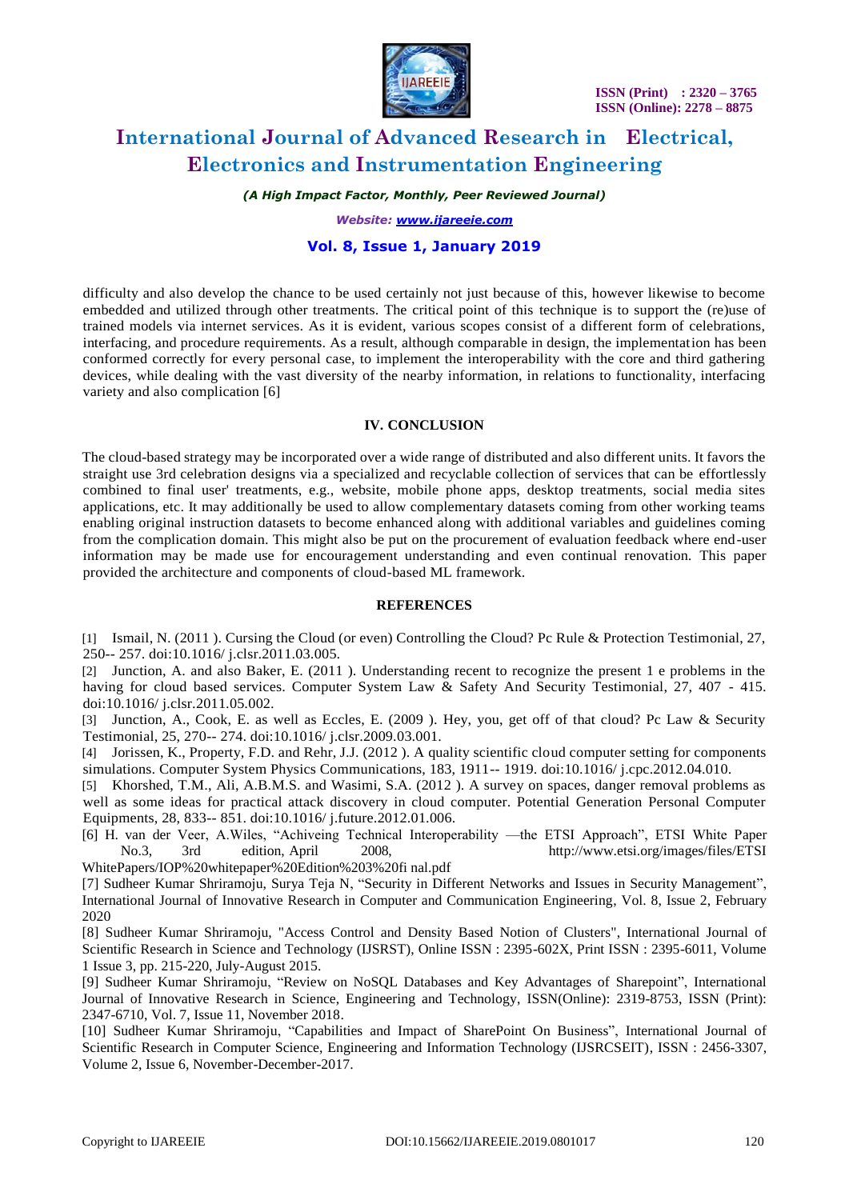difficulty and also develop the chance to be used certainly not just because of this, however likewise to become embedded and utilized through other treatments. The critical point of this technique is to support the (re)use of trained models via internet services. As it is evident, various scopes consist of a different form of celebrations, interfacing, and procedure requirements. As a result, although comparable in design, the implementation has been conformed correctly for every personal case, to implement the interoperability with the core and third gathering devices, while dealing with the vast diversity of the nearby information, in relations to functionality, interfacing variety and also complication [6]

## IV. CONCLUSION

The cloud-based strategy may be incorporated over a wide range of distributed and also different units. It favors the straight use 3rd celebration designs via a specialized and recyclable collection of services that can be effortlessly combined to final user' treatments, e.g., website, mobile phone apps, desktop treatments, social media sites applications, etc. It may additionally be used to allow complementary datasets coming from other working teams enabling original instruction datasets to become enhanced along with additional variables and guidelines coming from the complication domain. This might also be put on the procurement of evaluation feedback where end-user information may be made use for encouragement understanding and even continual renovation. This paper provided the architecture and components of cloud-based ML framework.

## REFERENCES

[1] Ismail, N. (2011 ). Cursing the Cloud (or even) Controlling the Cloud? Pc Rule & Protection Testimonial, 27, 250-- 257. doi:10.1016/ j.clsr.2011.03.005.

[2] Junction, A. and also Baker, E. (2011 ). Understanding recent to recognize the present 1 e problems in the having for cloud based services. Computer System Law & Safety And Security Testimonial, 27, 407 - 415. doi:10.1016/ j.clsr.2011.05.002.

[3] Junction, A., Cook, E. as well as Eccles, E. (2009 ). Hey, you, get off of that cloud? Pc Law & Security Testimonial, 25, 270-- 274. doi:10.1016/ j.clsr.2009.03.001.

[4] Jorissen, K., Property, F.D. and Rehr, J.J. (2012 ). A quality scientific cloud computer setting for components simulations. Computer System Physics Communications, 183, 1911-- 1919. doi:10.1016/ j.cpc.2012.04.010.

[5] Khorshed, T.M., Ali, A.B.M.S. and Wasimi, S.A. (2012 ). A survey on spaces, danger removal problems as well as some ideas for practical attack discovery in cloud computer. Potential Generation Personal Computer Equipments, 28, 833-- 851. doi:10.1016/ j.future.2012.01.006.

[6] H. van der Veer, A.Wiles, "Achiveing Technical Interoperability —the ETSI Approach", ETSI White Paper No.3, 3rd edition, April 2008, http://www.etsi.org/images/files/ETSI WhitePapers/IOP%20whitepaper%20Edition%203%20fi nal.pdf

[7] Sudheer Kumar Shriramoju, Surya Teja N, "Security in Different Networks and Issues in Security Management", International Journal of Innovative Research in Computer and Communication Engineering, Vol. 8, Issue 2, February 2020

[8] Sudheer Kumar Shriramoju, "Access Control and Density Based Notion of Clusters", International Journal of Scientific Research in Science and Technology (IJSRST), Online ISSN : 2395-602X, Print ISSN : 2395-6011, Volume 1 Issue 3, pp. 215-220, July-August 2015.

[9] Sudheer Kumar Shriramoju, "Review on NoSQL Databases and Key Advantages of Sharepoint", International Journal of Innovative Research in Science, Engineering and Technology, ISSN(Online): 2319-8753, ISSN (Print): 2347-6710, Vol. 7, Issue 11, November 2018.

[10] Sudheer Kumar Shriramoju, "Capabilities and Impact of SharePoint On Business", International Journal of Scientific Research in Computer Science, Engineering and Information Technology (IJSRCSEIT), ISSN : 2456-3307, Volume 2, Issue 6, November-December-2017.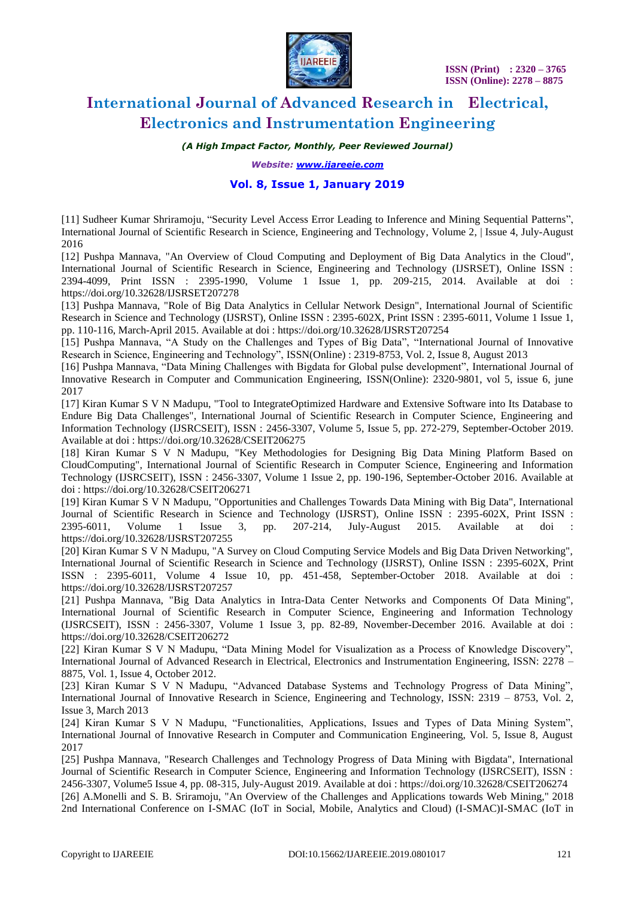[11] Sudheer Kumar Shriramoju, "Security Level Access Error Leading to Inference and Mining Sequential Patterns", International Journal of Scientific Research in Science, Engineering and Technology, Volume 2, | Issue 4, July-August 2016

[12] Pushpa Mannava, "An Overview of Cloud Computing and Deployment of Big Data Analytics in the Cloud", International Journal of Scientific Research in Science, Engineering and Technology (IJSRSET), Online ISSN : 2394-4099, Print ISSN : 2395-1990, Volume 1 Issue 1, pp. 209-215, 2014. Available at doi : https://doi.org/10.32628/IJSRSET207278

[13] Pushpa Mannava, "Role of Big Data Analytics in Cellular Network Design", International Journal of Scientific Research in Science and Technology (IJSRST), Online ISSN : 2395-602X, Print ISSN : 2395-6011, Volume 1 Issue 1, pp. 110-116, March-April 2015. Available at doi : https://doi.org/10.32628/IJSRST207254

[15] Pushpa Mannava, "A Study on the Challenges and Types of Big Data", "International Journal of Innovative Research in Science, Engineering and Technology", ISSN(Online) : 2319-8753, Vol. 2, Issue 8, August 2013

[16] Pushpa Mannava, "Data Mining Challenges with Bigdata for Global pulse development", International Journal of Innovative Research in Computer and Communication Engineering, ISSN(Online): 2320-9801, vol 5, issue 6, june 2017

[17] Kiran Kumar S V N Madupu, "Tool to IntegrateOptimized Hardware and Extensive Software into Its Database to Endure Big Data Challenges", International Journal of Scientific Research in Computer Science, Engineering and Information Technology (IJSRCSEIT), ISSN : 2456-3307, Volume 5, Issue 5, pp. 272-279, September-October 2019. Available at doi : https://doi.org/10.32628/CSEIT206275

[18] Kiran Kumar S V N Madupu, "Key Methodologies for Designing Big Data Mining Platform Based on CloudComputing", International Journal of Scientific Research in Computer Science, Engineering and Information Technology (IJSRCSEIT), ISSN : 2456-3307, Volume 1 Issue 2, pp. 190-196, September-October 2016. Available at doi : https://doi.org/10.32628/CSEIT206271

[19] Kiran Kumar S V N Madupu, "Opportunities and Challenges Towards Data Mining with Big Data", International Journal of Scientific Research in Science and Technology (IJSRST), Online ISSN : 2395-602X, Print ISSN : 2395-6011, Volume 1 Issue 3, pp. 207-214, July-August 2015. Available at doi : https://doi.org/10.32628/IJSRST207255

[20] Kiran Kumar S V N Madupu, "A Survey on Cloud Computing Service Models and Big Data Driven Networking", International Journal of Scientific Research in Science and Technology (IJSRST), Online ISSN : 2395-602X, Print ISSN : 2395-6011, Volume 4 Issue 10, pp. 451-458, September-October 2018. Available at doi : https://doi.org/10.32628/IJSRST207257

[21] Pushpa Mannava, "Big Data Analytics in Intra-Data Center Networks and Components Of Data Mining", International Journal of Scientific Research in Computer Science, Engineering and Information Technology (IJSRCSEIT), ISSN : 2456-3307, Volume 1 Issue 3, pp. 82-89, November-December 2016. Available at doi : https://doi.org/10.32628/CSEIT206272

[22] Kiran Kumar S V N Madupu, "Data Mining Model for Visualization as a Process of Knowledge Discovery", International Journal of Advanced Research in Electrical, Electronics and Instrumentation Engineering, ISSN: 2278 – 8875, Vol. 1, Issue 4, October 2012.

[23] Kiran Kumar S V N Madupu, "Advanced Database Systems and Technology Progress of Data Mining", International Journal of Innovative Research in Science, Engineering and Technology, ISSN: 2319 – 8753, Vol. 2, Issue 3, March 2013

[24] Kiran Kumar S V N Madupu, "Functionalities, Applications, Issues and Types of Data Mining System", International Journal of Innovative Research in Computer and Communication Engineering, Vol. 5, Issue 8, August 2017

[25] Pushpa Mannava, "Research Challenges and Technology Progress of Data Mining with Bigdata", International Journal of Scientific Research in Computer Science, Engineering and Information Technology (IJSRCSEIT), ISSN : 2456-3307, Volume5 Issue 4, pp. 08-315, July-August 2019. Available at doi : https://doi.org/10.32628/CSEIT206274

[26] A.Monelli and S. B. Sriramoju, "An Overview of the Challenges and Applications towards Web Mining," 2018 2nd International Conference on I-SMAC (IoT in Social, Mobile, Analytics and Cloud) (I-SMAC)I-SMAC (IoT in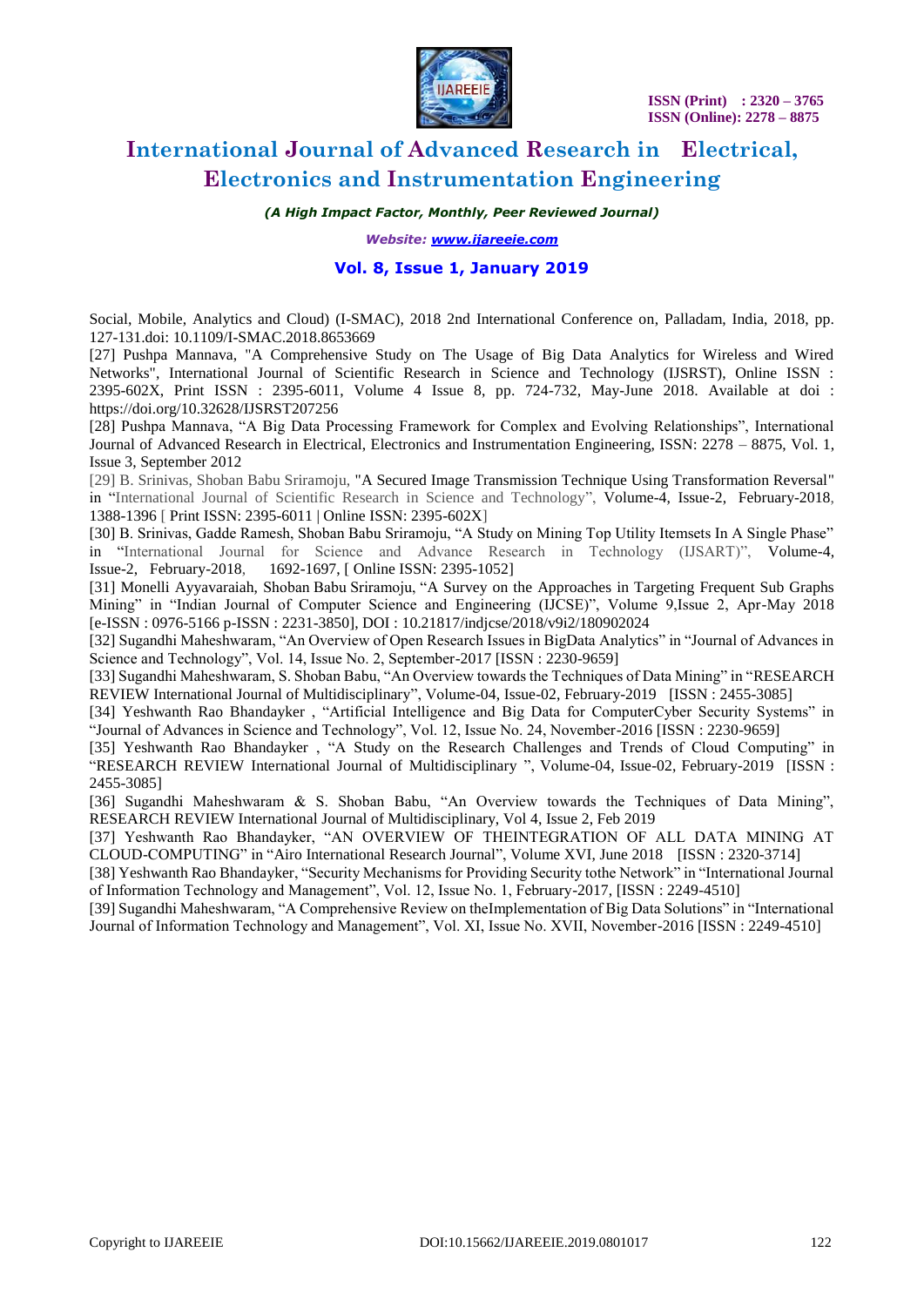Social, Mobile, Analytics and Cloud) (I-SMAC), 2018 2nd International Conference on, Palladam, India, 2018, pp. 127-131.doi: 10.1109/I-SMAC.2018.8653669

[27] Pushpa Mannava, "A Comprehensive Study on The Usage of Big Data Analytics for Wireless and Wired Networks", International Journal of Scientific Research in Science and Technology (IJSRST), Online ISSN : 2395-602X, Print ISSN : 2395-6011, Volume 4 Issue 8, pp. 724-732, May-June 2018. Available at doi : https://doi.org/10.32628/IJSRST207256

[28] Pushpa Mannava, "A Big Data Processing Framework for Complex and Evolving Relationships", International Journal of Advanced Research in Electrical, Electronics and Instrumentation Engineering, ISSN: 2278 – 8875, Vol. 1, Issue 3, September 2012

[29] B. Srinivas, Shoban Babu Sriramoju, "A Secured Image Transmission Technique Using Transformation Reversal" in "International Journal of Scientific Research in Science and Technology", Volume-4, Issue-2, February-2018, 1388-1396 [ Print ISSN: 2395-6011 | Online ISSN: 2395-602X]

[30] B. Srinivas, Gadde Ramesh, Shoban Babu Sriramoju, "A Study on Mining Top Utility Itemsets In A Single Phase" in "International Journal for Science and Advance Research in Technology (IJSART)", Volume-4, Issue-2, February-2018, 1692-1697, [ Online ISSN: 2395-1052]

[31] Monelli Ayyavaraiah, Shoban Babu Sriramoju, "A Survey on the Approaches in Targeting Frequent Sub Graphs Mining" in "Indian Journal of Computer Science and Engineering (IJCSE)", Volume 9,Issue 2, Apr-May 2018 [e-ISSN : 0976-5166 p-ISSN : 2231-3850], DOI : 10.21817/indjcse/2018/v9i2/180902024

[32] Sugandhi Maheshwaram, "An Overview of Open Research Issues in BigData Analytics" in "Journal of Advances in Science and Technology", Vol. 14, Issue No. 2, September-2017 [ISSN : 2230-9659]

[33] Sugandhi Maheshwaram, S. Shoban Babu, "An Overview towards the Techniques of Data Mining" in "RESEARCH REVIEW International Journal of Multidisciplinary", Volume-04, Issue-02, February-2019 [ISSN : 2455-3085]

[34] Yeshwanth Rao Bhandayker , "Artificial Intelligence and Big Data for ComputerCyber Security Systems" in "Journal of Advances in Science and Technology", Vol. 12, Issue No. 24, November-2016 [ISSN : 2230-9659]

[35] Yeshwanth Rao Bhandayker , "A Study on the Research Challenges and Trends of Cloud Computing" in "RESEARCH REVIEW International Journal of Multidisciplinary ", Volume-04, Issue-02, February-2019 [ISSN : 2455-3085]

[36] Sugandhi Maheshwaram & S. Shoban Babu, "An Overview towards the Techniques of Data Mining", RESEARCH REVIEW International Journal of Multidisciplinary, Vol 4, Issue 2, Feb 2019

[37] Yeshwanth Rao Bhandayker, "AN OVERVIEW OF THEINTEGRATION OF ALL DATA MINING AT CLOUD-COMPUTING" in "Airo International Research Journal", Volume XVI, June 2018 [ISSN : 2320-3714]

[38] Yeshwanth Rao Bhandayker, "Security Mechanisms for Providing Security tothe Network" in "International Journal of Information Technology and Management", Vol. 12, Issue No. 1, February-2017, [ISSN : 2249-4510]

[39] Sugandhi Maheshwaram, "A Comprehensive Review on theImplementation of Big Data Solutions" in "International Journal of Information Technology and Management", Vol. XI, Issue No. XVII, November-2016 [ISSN : 2249-4510]